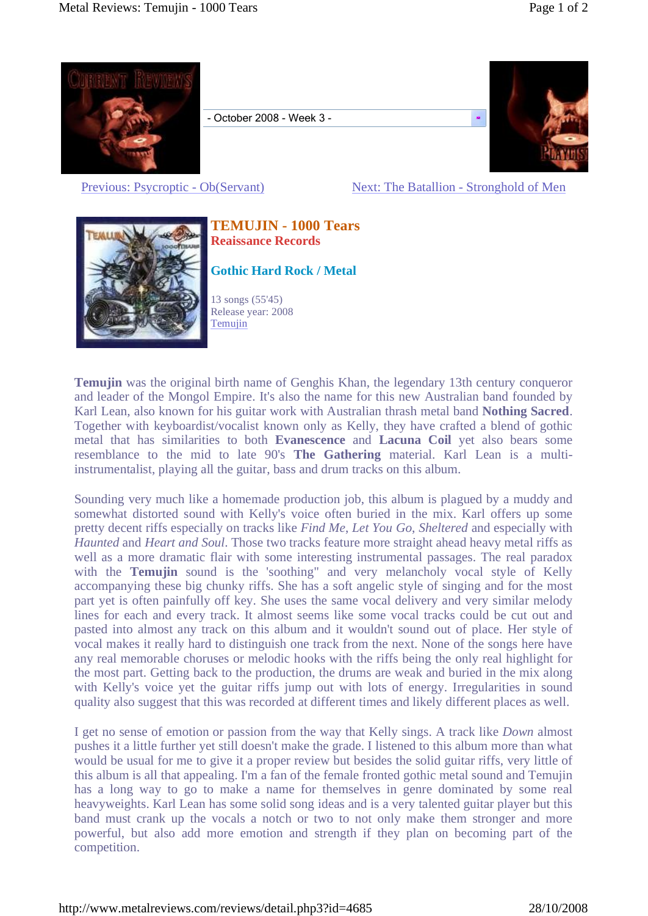- October 2008 - Week 3 -

Previous: Psycroptic - Ob(Servant) | Next: The Batallion - Stronghold of Men

## TEMUJIN - 1000 Tears

**Reaissance Records**

**Gothic Hard Rock / Metal**

13 songs (55'45)
Release year: 2008
Temujin

**Temujin** was the original birth name of Genghis Khan, the legendary 13th century conqueror and leader of the Mongol Empire. It's also the name for this new Australian band founded by Karl Lean, also known for his guitar work with Australian thrash metal band **Nothing Sacred**. Together with keyboardist/vocalist known only as Kelly, they have crafted a blend of gothic metal that has similarities to both **Evanescence** and **Lacuna Coil** yet also bears some resemblance to the mid to late 90's **The Gathering** material. Karl Lean is a multi-instrumentalist, playing all the guitar, bass and drum tracks on this album.

Sounding very much like a homemade production job, this album is plagued by a muddy and somewhat distorted sound with Kelly's voice often buried in the mix. Karl offers up some pretty decent riffs especially on tracks like *Find Me*, *Let You Go*, *Sheltered* and especially with *Haunted* and *Heart and Soul*. Those two tracks feature more straight ahead heavy metal riffs as well as a more dramatic flair with some interesting instrumental passages. The real paradox with the **Temujin** sound is the 'soothing" and very melancholy vocal style of Kelly accompanying these big chunky riffs. She has a soft angelic style of singing and for the most part yet is often painfully off key. She uses the same vocal delivery and very similar melody lines for each and every track. It almost seems like some vocal tracks could be cut out and pasted into almost any track on this album and it wouldn't sound out of place. Her style of vocal makes it really hard to distinguish one track from the next. None of the songs here have any real memorable choruses or melodic hooks with the riffs being the only real highlight for the most part. Getting back to the production, the drums are weak and buried in the mix along with Kelly's voice yet the guitar riffs jump out with lots of energy. Irregularities in sound quality also suggest that this was recorded at different times and likely different places as well.

I get no sense of emotion or passion from the way that Kelly sings. A track like *Down* almost pushes it a little further yet still doesn't make the grade. I listened to this album more than what would be usual for me to give it a proper review but besides the solid guitar riffs, very little of this album is all that appealing. I'm a fan of the female fronted gothic metal sound and Temujin has a long way to go to make a name for themselves in genre dominated by some real heavyweights. Karl Lean has some solid song ideas and is a very talented guitar player but this band must crank up the vocals a notch or two to not only make them stronger and more powerful, but also add more emotion and strength if they plan on becoming part of the competition.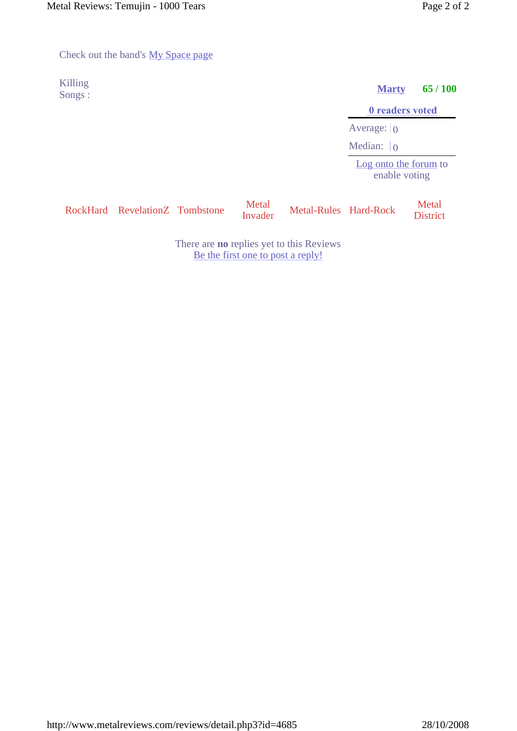Check out the band's My Space page

Killing Songs :

**Marty** **65 / 100**

**0 readers voted**

Average: 0

Median: 0

Log onto the forum to enable voting

RockHard RevelationZ Tombstone Metal Invader Metal-Rules Hard-Rock Metal District

There are **no** replies yet to this Reviews
Be the first one to post a reply!